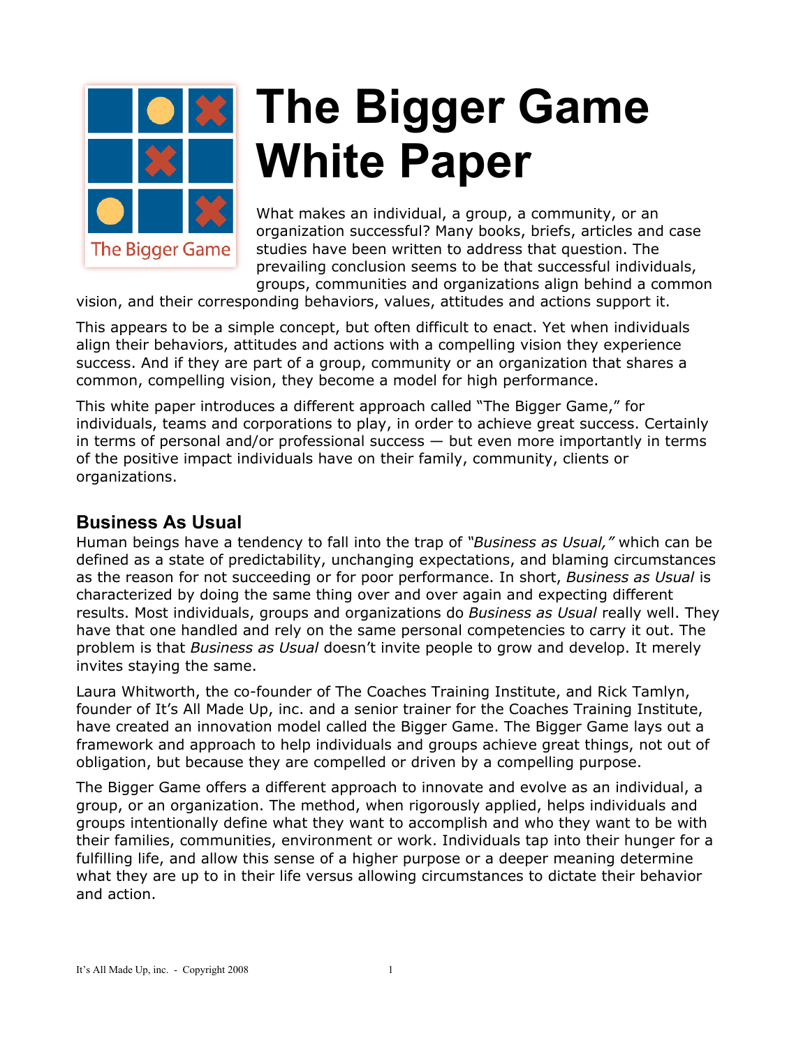# The Bigger Game White Paper

What makes an individual, a group, a community, or an organization successful? Many books, briefs, articles and case studies have been written to address that question. The prevailing conclusion seems to be that successful individuals, groups, communities and organizations align behind a common vision, and their corresponding behaviors, values, attitudes and actions support it.

This appears to be a simple concept, but often difficult to enact. Yet when individuals align their behaviors, attitudes and actions with a compelling vision they experience success. And if they are part of a group, community or an organization that shares a common, compelling vision, they become a model for high performance.

This white paper introduces a different approach called "The Bigger Game," for individuals, teams and corporations to play, in order to achieve great success. Certainly in terms of personal and/or professional success — but even more importantly in terms of the positive impact individuals have on their family, community, clients or organizations.

## Business As Usual

Human beings have a tendency to fall into the trap of *"Business as Usual,"* which can be defined as a state of predictability, unchanging expectations, and blaming circumstances as the reason for not succeeding or for poor performance. In short, *Business as Usual* is characterized by doing the same thing over and over again and expecting different results. Most individuals, groups and organizations do *Business as Usual* really well. They have that one handled and rely on the same personal competencies to carry it out. The problem is that *Business as Usual* doesn't invite people to grow and develop. It merely invites staying the same.

Laura Whitworth, the co-founder of The Coaches Training Institute, and Rick Tamlyn, founder of It's All Made Up, inc. and a senior trainer for the Coaches Training Institute, have created an innovation model called the Bigger Game. The Bigger Game lays out a framework and approach to help individuals and groups achieve great things, not out of obligation, but because they are compelled or driven by a compelling purpose.

The Bigger Game offers a different approach to innovate and evolve as an individual, a group, or an organization. The method, when rigorously applied, helps individuals and groups intentionally define what they want to accomplish and who they want to be with their families, communities, environment or work. Individuals tap into their hunger for a fulfilling life, and allow this sense of a higher purpose or a deeper meaning determine what they are up to in their life versus allowing circumstances to dictate their behavior and action.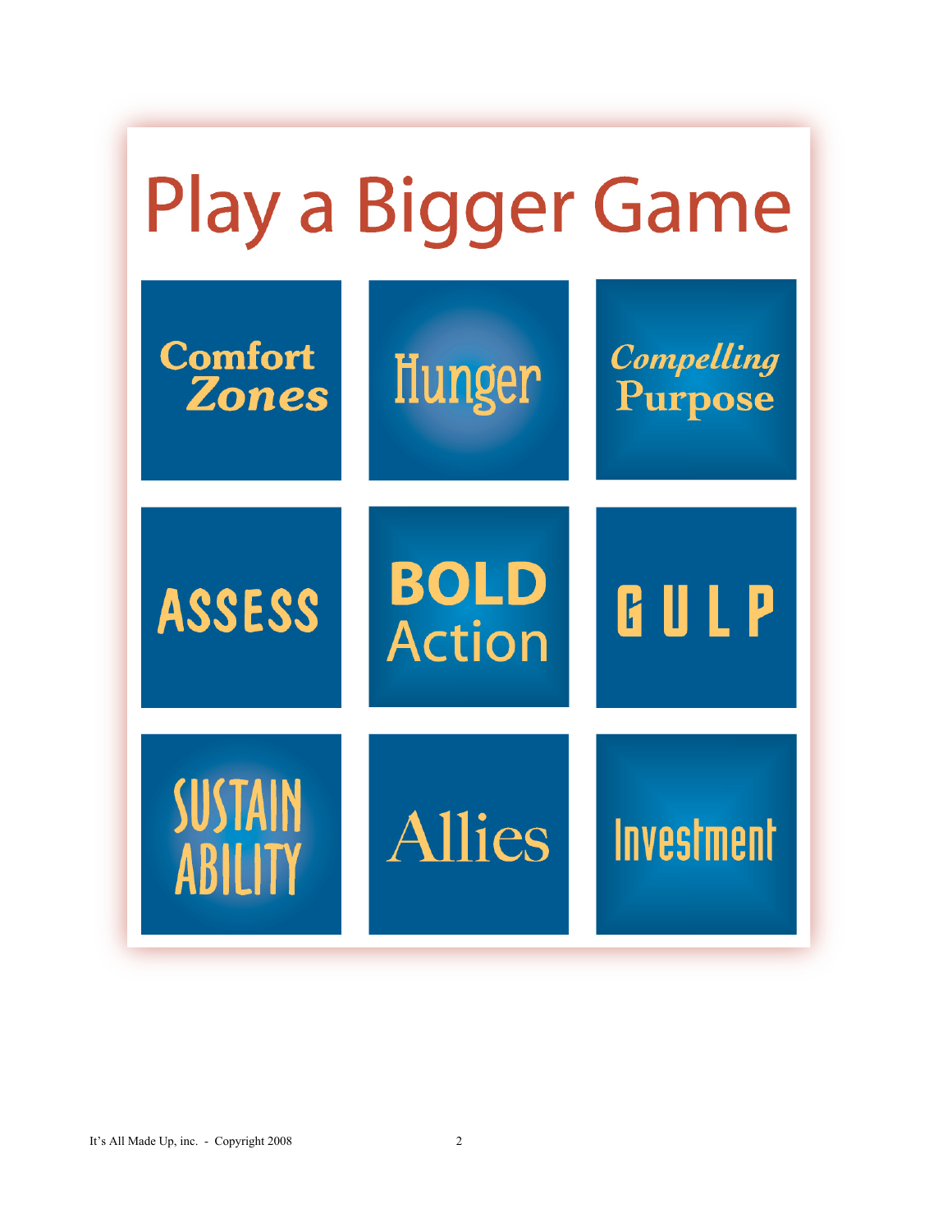# Play a Bigger Game

| | | |
|---|---|---|
| Comfort Zones | Hunger | Compelling Purpose |
| ASSESS | BOLD Action | GULP |
| SUSTAIN ABILITY | Allies | Investment |

It's All Made Up, inc. - Copyright 2008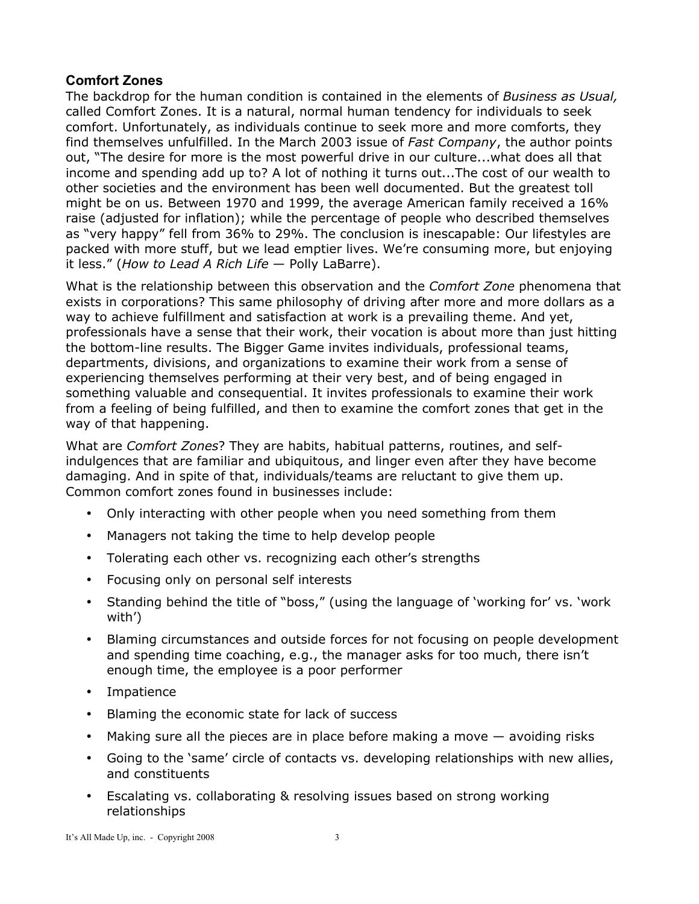## Comfort Zones

The backdrop for the human condition is contained in the elements of *Business as Usual,* called Comfort Zones. It is a natural, normal human tendency for individuals to seek comfort. Unfortunately, as individuals continue to seek more and more comforts, they find themselves unfulfilled. In the March 2003 issue of *Fast Company*, the author points out, "The desire for more is the most powerful drive in our culture...what does all that income and spending add up to? A lot of nothing it turns out...The cost of our wealth to other societies and the environment has been well documented. But the greatest toll might be on us. Between 1970 and 1999, the average American family received a 16% raise (adjusted for inflation); while the percentage of people who described themselves as "very happy" fell from 36% to 29%. The conclusion is inescapable: Our lifestyles are packed with more stuff, but we lead emptier lives. We're consuming more, but enjoying it less." (*How to Lead A Rich Life* — Polly LaBarre).

What is the relationship between this observation and the *Comfort Zone* phenomena that exists in corporations? This same philosophy of driving after more and more dollars as a way to achieve fulfillment and satisfaction at work is a prevailing theme. And yet, professionals have a sense that their work, their vocation is about more than just hitting the bottom-line results. The Bigger Game invites individuals, professional teams, departments, divisions, and organizations to examine their work from a sense of experiencing themselves performing at their very best, and of being engaged in something valuable and consequential. It invites professionals to examine their work from a feeling of being fulfilled, and then to examine the comfort zones that get in the way of that happening.

What are *Comfort Zones*? They are habits, habitual patterns, routines, and self-indulgences that are familiar and ubiquitous, and linger even after they have become damaging. And in spite of that, individuals/teams are reluctant to give them up. Common comfort zones found in businesses include:

- Only interacting with other people when you need something from them
- Managers not taking the time to help develop people
- Tolerating each other vs. recognizing each other's strengths
- Focusing only on personal self interests
- Standing behind the title of "boss," (using the language of 'working for' vs. 'work with')
- Blaming circumstances and outside forces for not focusing on people development and spending time coaching, e.g., the manager asks for too much, there isn't enough time, the employee is a poor performer
- Impatience
- Blaming the economic state for lack of success
- Making sure all the pieces are in place before making a move — avoiding risks
- Going to the 'same' circle of contacts vs. developing relationships with new allies, and constituents
- Escalating vs. collaborating & resolving issues based on strong working relationships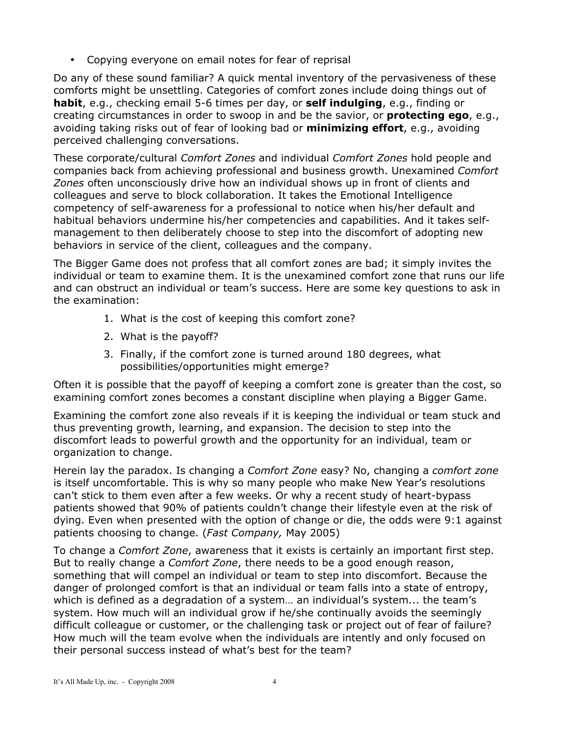- Copying everyone on email notes for fear of reprisal

Do any of these sound familiar? A quick mental inventory of the pervasiveness of these comforts might be unsettling. Categories of comfort zones include doing things out of **habit**, e.g., checking email 5-6 times per day, or **self indulging**, e.g., finding or creating circumstances in order to swoop in and be the savior, or **protecting ego**, e.g., avoiding taking risks out of fear of looking bad or **minimizing effort**, e.g., avoiding perceived challenging conversations.

These corporate/cultural *Comfort Zones* and individual *Comfort Zones* hold people and companies back from achieving professional and business growth. Unexamined *Comfort Zones* often unconsciously drive how an individual shows up in front of clients and colleagues and serve to block collaboration. It takes the Emotional Intelligence competency of self-awareness for a professional to notice when his/her default and habitual behaviors undermine his/her competencies and capabilities. And it takes self-management to then deliberately choose to step into the discomfort of adopting new behaviors in service of the client, colleagues and the company.

The Bigger Game does not profess that all comfort zones are bad; it simply invites the individual or team to examine them. It is the unexamined comfort zone that runs our life and can obstruct an individual or team's success. Here are some key questions to ask in the examination:

1. What is the cost of keeping this comfort zone?
2. What is the payoff?
3. Finally, if the comfort zone is turned around 180 degrees, what possibilities/opportunities might emerge?

Often it is possible that the payoff of keeping a comfort zone is greater than the cost, so examining comfort zones becomes a constant discipline when playing a Bigger Game.

Examining the comfort zone also reveals if it is keeping the individual or team stuck and thus preventing growth, learning, and expansion. The decision to step into the discomfort leads to powerful growth and the opportunity for an individual, team or organization to change.

Herein lay the paradox. Is changing a *Comfort Zone* easy? No, changing a *comfort zone* is itself uncomfortable. This is why so many people who make New Year's resolutions can't stick to them even after a few weeks. Or why a recent study of heart-bypass patients showed that 90% of patients couldn't change their lifestyle even at the risk of dying. Even when presented with the option of change or die, the odds were 9:1 against patients choosing to change. (*Fast Company,* May 2005)

To change a *Comfort Zone*, awareness that it exists is certainly an important first step. But to really change a *Comfort Zone*, there needs to be a good enough reason, something that will compel an individual or team to step into discomfort. Because the danger of prolonged comfort is that an individual or team falls into a state of entropy, which is defined as a degradation of a system… an individual's system... the team's system. How much will an individual grow if he/she continually avoids the seemingly difficult colleague or customer, or the challenging task or project out of fear of failure? How much will the team evolve when the individuals are intently and only focused on their personal success instead of what's best for the team?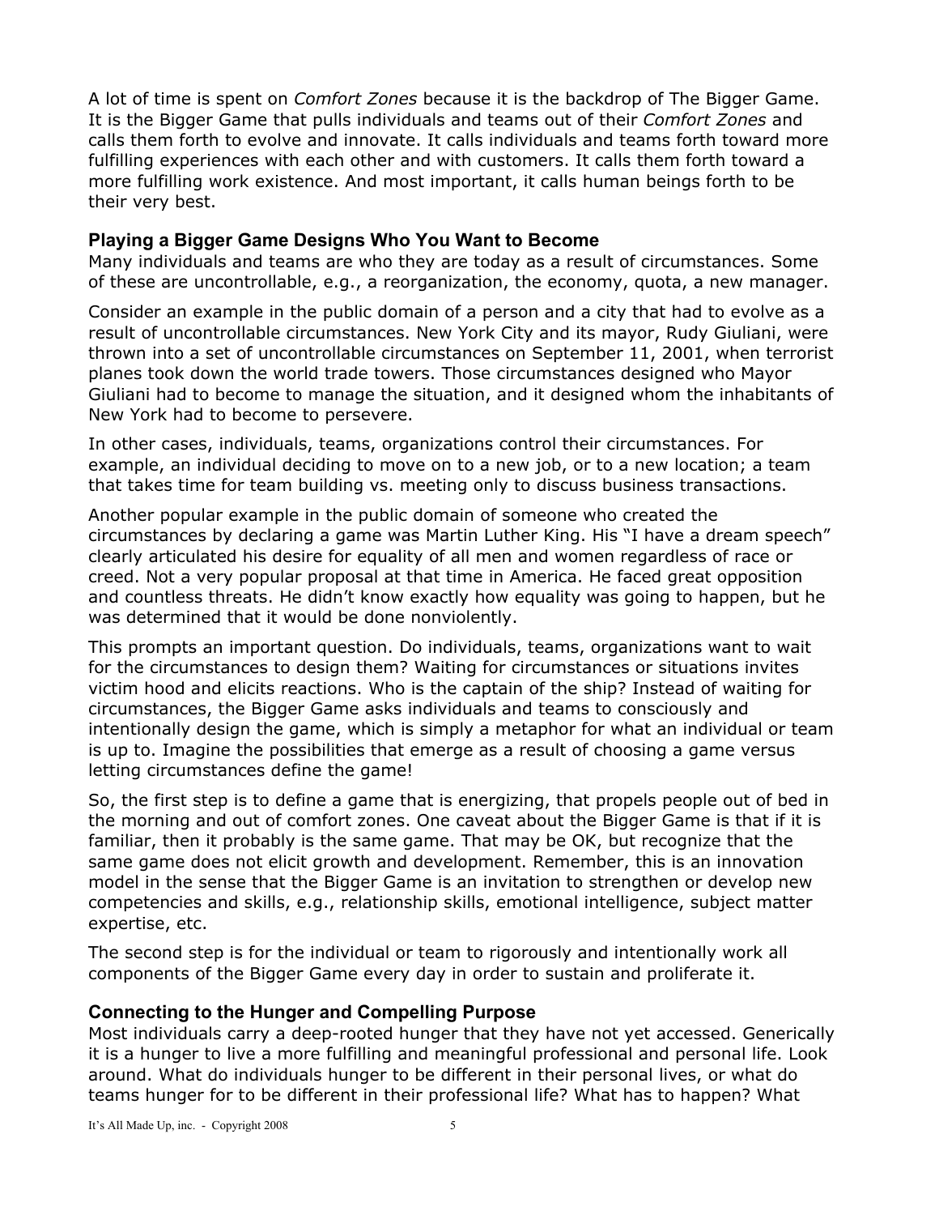A lot of time is spent on *Comfort Zones* because it is the backdrop of The Bigger Game. It is the Bigger Game that pulls individuals and teams out of their *Comfort Zones* and calls them forth to evolve and innovate. It calls individuals and teams forth toward more fulfilling experiences with each other and with customers. It calls them forth toward a more fulfilling work existence. And most important, it calls human beings forth to be their very best.

### Playing a Bigger Game Designs Who You Want to Become

Many individuals and teams are who they are today as a result of circumstances. Some of these are uncontrollable, e.g., a reorganization, the economy, quota, a new manager.

Consider an example in the public domain of a person and a city that had to evolve as a result of uncontrollable circumstances. New York City and its mayor, Rudy Giuliani, were thrown into a set of uncontrollable circumstances on September 11, 2001, when terrorist planes took down the world trade towers. Those circumstances designed who Mayor Giuliani had to become to manage the situation, and it designed whom the inhabitants of New York had to become to persevere.

In other cases, individuals, teams, organizations control their circumstances. For example, an individual deciding to move on to a new job, or to a new location; a team that takes time for team building vs. meeting only to discuss business transactions.

Another popular example in the public domain of someone who created the circumstances by declaring a game was Martin Luther King. His "I have a dream speech" clearly articulated his desire for equality of all men and women regardless of race or creed. Not a very popular proposal at that time in America. He faced great opposition and countless threats. He didn't know exactly how equality was going to happen, but he was determined that it would be done nonviolently.

This prompts an important question. Do individuals, teams, organizations want to wait for the circumstances to design them? Waiting for circumstances or situations invites victim hood and elicits reactions. Who is the captain of the ship? Instead of waiting for circumstances, the Bigger Game asks individuals and teams to consciously and intentionally design the game, which is simply a metaphor for what an individual or team is up to. Imagine the possibilities that emerge as a result of choosing a game versus letting circumstances define the game!

So, the first step is to define a game that is energizing, that propels people out of bed in the morning and out of comfort zones. One caveat about the Bigger Game is that if it is familiar, then it probably is the same game. That may be OK, but recognize that the same game does not elicit growth and development. Remember, this is an innovation model in the sense that the Bigger Game is an invitation to strengthen or develop new competencies and skills, e.g., relationship skills, emotional intelligence, subject matter expertise, etc.

The second step is for the individual or team to rigorously and intentionally work all components of the Bigger Game every day in order to sustain and proliferate it.

### Connecting to the Hunger and Compelling Purpose

Most individuals carry a deep-rooted hunger that they have not yet accessed. Generically it is a hunger to live a more fulfilling and meaningful professional and personal life. Look around. What do individuals hunger to be different in their personal lives, or what do teams hunger for to be different in their professional life? What has to happen? What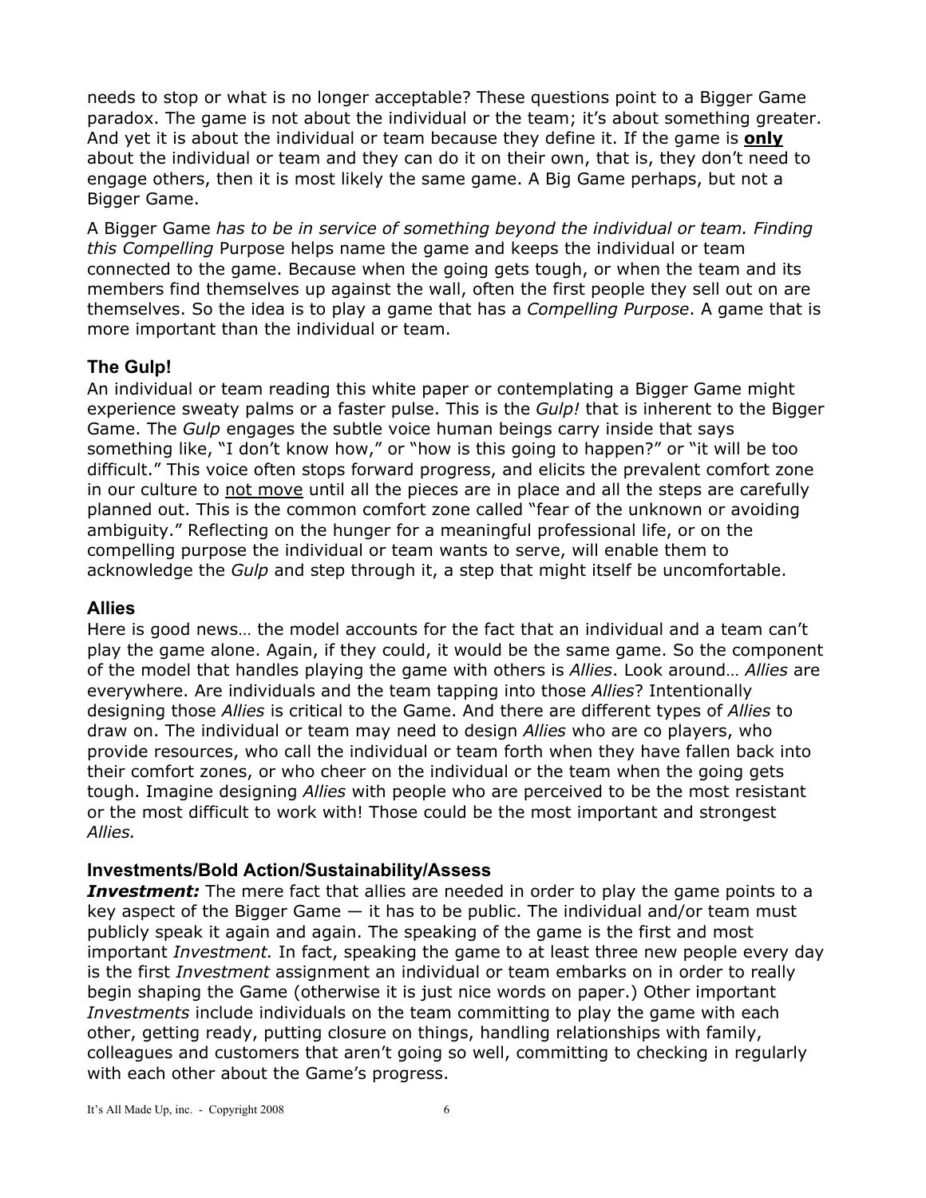needs to stop or what is no longer acceptable? These questions point to a Bigger Game paradox. The game is not about the individual or the team; it's about something greater. And yet it is about the individual or team because they define it. If the game is **only** about the individual or team and they can do it on their own, that is, they don't need to engage others, then it is most likely the same game. A Big Game perhaps, but not a Bigger Game.

A Bigger Game *has to be in service of something beyond the individual or team. Finding this Compelling* Purpose helps name the game and keeps the individual or team connected to the game. Because when the going gets tough, or when the team and its members find themselves up against the wall, often the first people they sell out on are themselves. So the idea is to play a game that has a *Compelling Purpose*. A game that is more important than the individual or team.

### The Gulp!

An individual or team reading this white paper or contemplating a Bigger Game might experience sweaty palms or a faster pulse. This is the *Gulp!* that is inherent to the Bigger Game. The *Gulp* engages the subtle voice human beings carry inside that says something like, "I don't know how," or "how is this going to happen?" or "it will be too difficult." This voice often stops forward progress, and elicits the prevalent comfort zone in our culture to not move until all the pieces are in place and all the steps are carefully planned out. This is the common comfort zone called "fear of the unknown or avoiding ambiguity." Reflecting on the hunger for a meaningful professional life, or on the compelling purpose the individual or team wants to serve, will enable them to acknowledge the *Gulp* and step through it, a step that might itself be uncomfortable.

### Allies

Here is good news… the model accounts for the fact that an individual and a team can't play the game alone. Again, if they could, it would be the same game. So the component of the model that handles playing the game with others is *Allies*. Look around… *Allies* are everywhere. Are individuals and the team tapping into those *Allies*? Intentionally designing those *Allies* is critical to the Game. And there are different types of *Allies* to draw on. The individual or team may need to design *Allies* who are co players, who provide resources, who call the individual or team forth when they have fallen back into their comfort zones, or who cheer on the individual or the team when the going gets tough. Imagine designing *Allies* with people who are perceived to be the most resistant or the most difficult to work with! Those could be the most important and strongest *Allies.*

### Investments/Bold Action/Sustainability/Assess

***Investment:*** The mere fact that allies are needed in order to play the game points to a key aspect of the Bigger Game — it has to be public. The individual and/or team must publicly speak it again and again. The speaking of the game is the first and most important *Investment.* In fact, speaking the game to at least three new people every day is the first *Investment* assignment an individual or team embarks on in order to really begin shaping the Game (otherwise it is just nice words on paper.) Other important *Investments* include individuals on the team committing to play the game with each other, getting ready, putting closure on things, handling relationships with family, colleagues and customers that aren't going so well, committing to checking in regularly with each other about the Game's progress.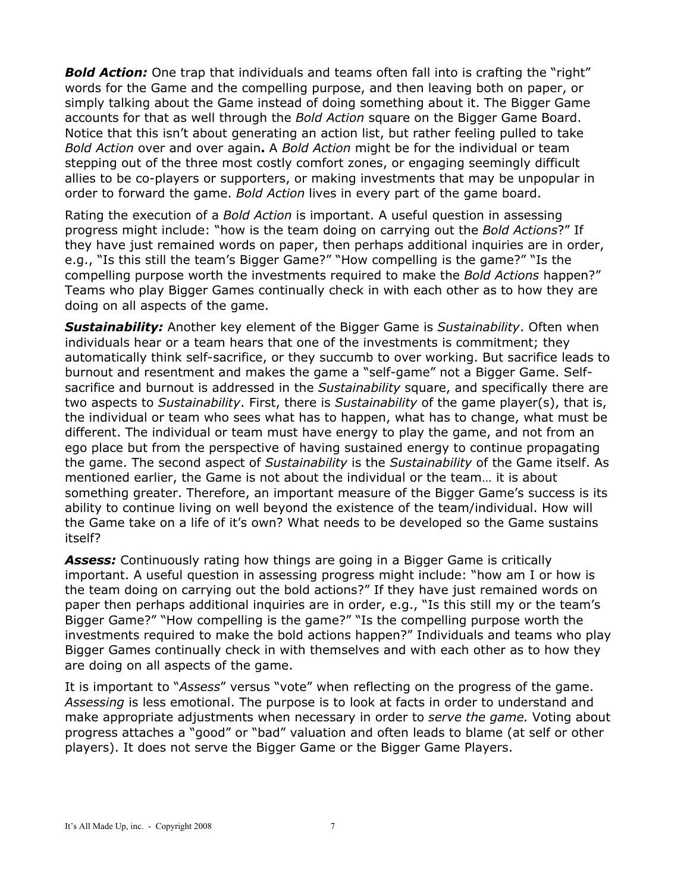***Bold Action:*** One trap that individuals and teams often fall into is crafting the "right" words for the Game and the compelling purpose, and then leaving both on paper, or simply talking about the Game instead of doing something about it. The Bigger Game accounts for that as well through the *Bold Action* square on the Bigger Game Board. Notice that this isn't about generating an action list, but rather feeling pulled to take *Bold Action* over and over again**.** A *Bold Action* might be for the individual or team stepping out of the three most costly comfort zones, or engaging seemingly difficult allies to be co-players or supporters, or making investments that may be unpopular in order to forward the game. *Bold Action* lives in every part of the game board.

Rating the execution of a *Bold Action* is important. A useful question in assessing progress might include: "how is the team doing on carrying out the *Bold Actions*?" If they have just remained words on paper, then perhaps additional inquiries are in order, e.g., "Is this still the team's Bigger Game?" "How compelling is the game?" "Is the compelling purpose worth the investments required to make the *Bold Actions* happen?" Teams who play Bigger Games continually check in with each other as to how they are doing on all aspects of the game.

***Sustainability:*** Another key element of the Bigger Game is *Sustainability*. Often when individuals hear or a team hears that one of the investments is commitment; they automatically think self-sacrifice, or they succumb to over working. But sacrifice leads to burnout and resentment and makes the game a "self-game" not a Bigger Game. Self-sacrifice and burnout is addressed in the *Sustainability* square, and specifically there are two aspects to *Sustainability*. First, there is *Sustainability* of the game player(s), that is, the individual or team who sees what has to happen, what has to change, what must be different. The individual or team must have energy to play the game, and not from an ego place but from the perspective of having sustained energy to continue propagating the game. The second aspect of *Sustainability* is the *Sustainability* of the Game itself. As mentioned earlier, the Game is not about the individual or the team… it is about something greater. Therefore, an important measure of the Bigger Game's success is its ability to continue living on well beyond the existence of the team/individual. How will the Game take on a life of it's own? What needs to be developed so the Game sustains itself?

***Assess:*** Continuously rating how things are going in a Bigger Game is critically important. A useful question in assessing progress might include: "how am I or how is the team doing on carrying out the bold actions?" If they have just remained words on paper then perhaps additional inquiries are in order, e.g., "Is this still my or the team's Bigger Game?" "How compelling is the game?" "Is the compelling purpose worth the investments required to make the bold actions happen?" Individuals and teams who play Bigger Games continually check in with themselves and with each other as to how they are doing on all aspects of the game.

It is important to "*Assess*" versus "vote" when reflecting on the progress of the game. *Assessing* is less emotional. The purpose is to look at facts in order to understand and make appropriate adjustments when necessary in order to *serve the game.* Voting about progress attaches a "good" or "bad" valuation and often leads to blame (at self or other players). It does not serve the Bigger Game or the Bigger Game Players.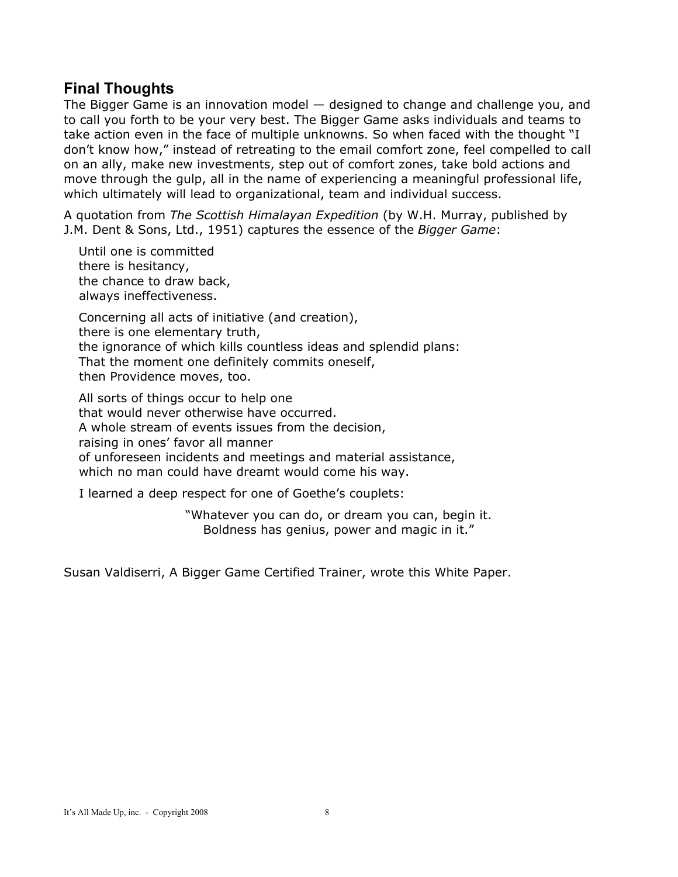## Final Thoughts

The Bigger Game is an innovation model — designed to change and challenge you, and to call you forth to be your very best. The Bigger Game asks individuals and teams to take action even in the face of multiple unknowns. So when faced with the thought "I don't know how," instead of retreating to the email comfort zone, feel compelled to call on an ally, make new investments, step out of comfort zones, take bold actions and move through the gulp, all in the name of experiencing a meaningful professional life, which ultimately will lead to organizational, team and individual success.

A quotation from *The Scottish Himalayan Expedition* (by W.H. Murray, published by J.M. Dent & Sons, Ltd., 1951) captures the essence of the *Bigger Game*:

> Until one is committed
> there is hesitancy,
> the chance to draw back,
> always ineffectiveness.
>
> Concerning all acts of initiative (and creation),
> there is one elementary truth,
> the ignorance of which kills countless ideas and splendid plans:
> That the moment one definitely commits oneself,
> then Providence moves, too.
>
> All sorts of things occur to help one
> that would never otherwise have occurred.
> A whole stream of events issues from the decision,
> raising in ones' favor all manner
> of unforeseen incidents and meetings and material assistance,
> which no man could have dreamt would come his way.
>
> I learned a deep respect for one of Goethe's couplets:
>
> "Whatever you can do, or dream you can, begin it.
> Boldness has genius, power and magic in it."

Susan Valdiserri, A Bigger Game Certified Trainer, wrote this White Paper.